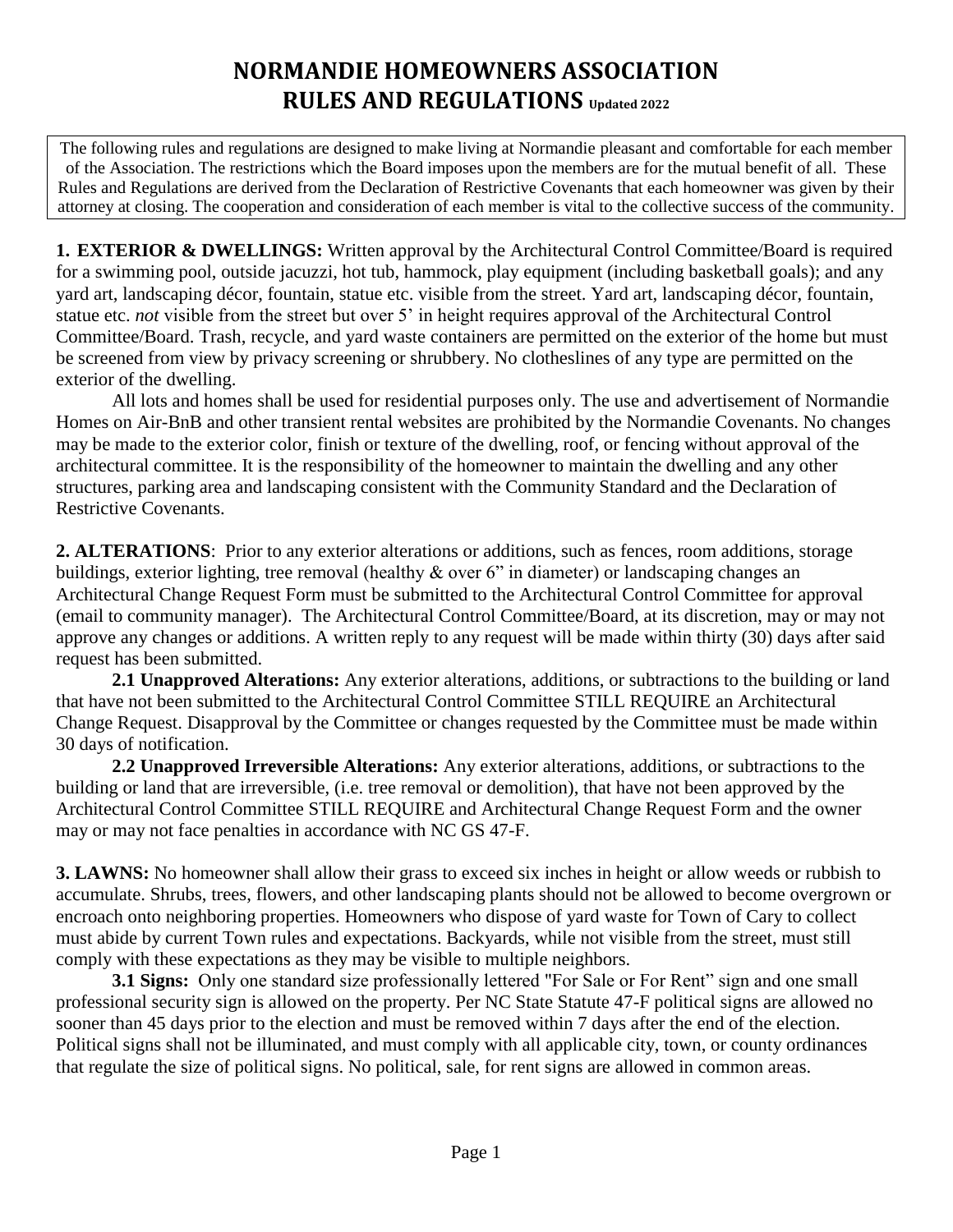# NORMANDIE HOMEOWNERS ASSOCIATION RULES AND REGULATIONS Updated 2022

The following rules and regulations are designed to make living at Normandie pleasant and comfortable for each member of the Association. The restrictions which the Board imposes upon the members are for the mutual benefit of all. These Rules and Regulations are derived from the Declaration of Restrictive Covenants that each homeowner was given by their attorney at closing. The cooperation and consideration of each member is vital to the collective success of the community.

**1. EXTERIOR & DWELLINGS:** Written approval by the Architectural Control Committee/Board is required for a swimming pool, outside jacuzzi, hot tub, hammock, play equipment (including basketball goals); and any yard art, landscaping décor, fountain, statue etc. visible from the street. Yard art, landscaping décor, fountain, statue etc. *not* visible from the street but over 5' in height requires approval of the Architectural Control Committee/Board. Trash, recycle, and yard waste containers are permitted on the exterior of the home but must be screened from view by privacy screening or shrubbery. No clotheslines of any type are permitted on the exterior of the dwelling.

All lots and homes shall be used for residential purposes only. The use and advertisement of Normandie Homes on Air-BnB and other transient rental websites are prohibited by the Normandie Covenants. No changes may be made to the exterior color, finish or texture of the dwelling, roof, or fencing without approval of the architectural committee. It is the responsibility of the homeowner to maintain the dwelling and any other structures, parking area and landscaping consistent with the Community Standard and the Declaration of Restrictive Covenants.

**2. ALTERATIONS**: Prior to any exterior alterations or additions, such as fences, room additions, storage buildings, exterior lighting, tree removal (healthy & over 6" in diameter) or landscaping changes an Architectural Change Request Form must be submitted to the Architectural Control Committee for approval (email to community manager). The Architectural Control Committee/Board, at its discretion, may or may not approve any changes or additions. A written reply to any request will be made within thirty (30) days after said request has been submitted.

**2.1 Unapproved Alterations:** Any exterior alterations, additions, or subtractions to the building or land that have not been submitted to the Architectural Control Committee STILL REQUIRE an Architectural Change Request. Disapproval by the Committee or changes requested by the Committee must be made within 30 days of notification.

**2.2 Unapproved Irreversible Alterations:** Any exterior alterations, additions, or subtractions to the building or land that are irreversible, (i.e. tree removal or demolition), that have not been approved by the Architectural Control Committee STILL REQUIRE and Architectural Change Request Form and the owner may or may not face penalties in accordance with NC GS 47-F.

**3. LAWNS:** No homeowner shall allow their grass to exceed six inches in height or allow weeds or rubbish to accumulate. Shrubs, trees, flowers, and other landscaping plants should not be allowed to become overgrown or encroach onto neighboring properties. Homeowners who dispose of yard waste for Town of Cary to collect must abide by current Town rules and expectations. Backyards, while not visible from the street, must still comply with these expectations as they may be visible to multiple neighbors.

**3.1 Signs:** Only one standard size professionally lettered "For Sale or For Rent" sign and one small professional security sign is allowed on the property. Per NC State Statute 47-F political signs are allowed no sooner than 45 days prior to the election and must be removed within 7 days after the end of the election. Political signs shall not be illuminated, and must comply with all applicable city, town, or county ordinances that regulate the size of political signs. No political, sale, for rent signs are allowed in common areas.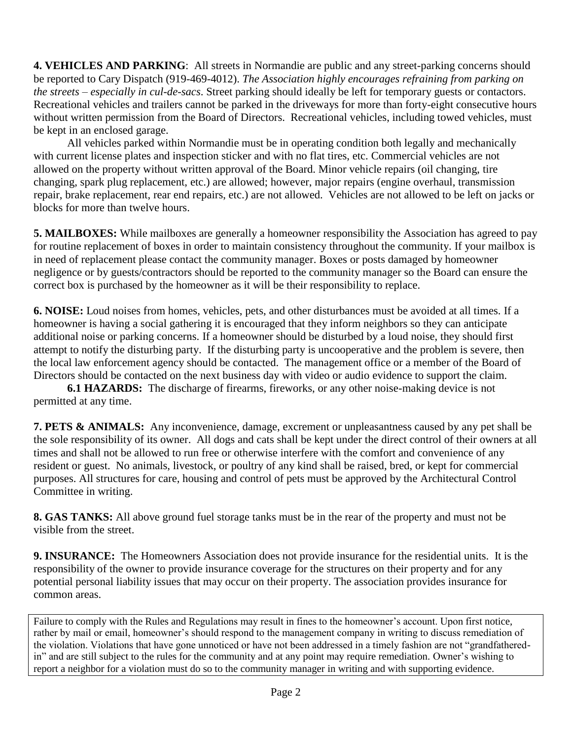**4. VEHICLES AND PARKING**: All streets in Normandie are public and any street-parking concerns should be reported to Cary Dispatch (919-469-4012). *The Association highly encourages refraining from parking on the streets – especially in cul-de-sacs*. Street parking should ideally be left for temporary guests or contactors. Recreational vehicles and trailers cannot be parked in the driveways for more than forty-eight consecutive hours without written permission from the Board of Directors. Recreational vehicles, including towed vehicles, must be kept in an enclosed garage.

All vehicles parked within Normandie must be in operating condition both legally and mechanically with current license plates and inspection sticker and with no flat tires, etc. Commercial vehicles are not allowed on the property without written approval of the Board. Minor vehicle repairs (oil changing, tire changing, spark plug replacement, etc.) are allowed; however, major repairs (engine overhaul, transmission repair, brake replacement, rear end repairs, etc.) are not allowed. Vehicles are not allowed to be left on jacks or blocks for more than twelve hours.

**5. MAILBOXES:** While mailboxes are generally a homeowner responsibility the Association has agreed to pay for routine replacement of boxes in order to maintain consistency throughout the community. If your mailbox is in need of replacement please contact the community manager. Boxes or posts damaged by homeowner negligence or by guests/contractors should be reported to the community manager so the Board can ensure the correct box is purchased by the homeowner as it will be their responsibility to replace.

**6. NOISE:** Loud noises from homes, vehicles, pets, and other disturbances must be avoided at all times. If a homeowner is having a social gathering it is encouraged that they inform neighbors so they can anticipate additional noise or parking concerns. If a homeowner should be disturbed by a loud noise, they should first attempt to notify the disturbing party. If the disturbing party is uncooperative and the problem is severe, then the local law enforcement agency should be contacted. The management office or a member of the Board of Directors should be contacted on the next business day with video or audio evidence to support the claim.

**6.1 HAZARDS:** The discharge of firearms, fireworks, or any other noise-making device is not permitted at any time.

**7. PETS & ANIMALS:** Any inconvenience, damage, excrement or unpleasantness caused by any pet shall be the sole responsibility of its owner. All dogs and cats shall be kept under the direct control of their owners at all times and shall not be allowed to run free or otherwise interfere with the comfort and convenience of any resident or guest. No animals, livestock, or poultry of any kind shall be raised, bred, or kept for commercial purposes. All structures for care, housing and control of pets must be approved by the Architectural Control Committee in writing.

**8. GAS TANKS:** All above ground fuel storage tanks must be in the rear of the property and must not be visible from the street.

**9. INSURANCE:** The Homeowners Association does not provide insurance for the residential units. It is the responsibility of the owner to provide insurance coverage for the structures on their property and for any potential personal liability issues that may occur on their property. The association provides insurance for common areas.

Failure to comply with the Rules and Regulations may result in fines to the homeowner's account. Upon first notice, rather by mail or email, homeowner's should respond to the management company in writing to discuss remediation of the violation. Violations that have gone unnoticed or have not been addressed in a timely fashion are not "grandfathered-in" and are still subject to the rules for the community and at any point may require remediation. Owner's wishing to report a neighbor for a violation must do so to the community manager in writing and with supporting evidence.